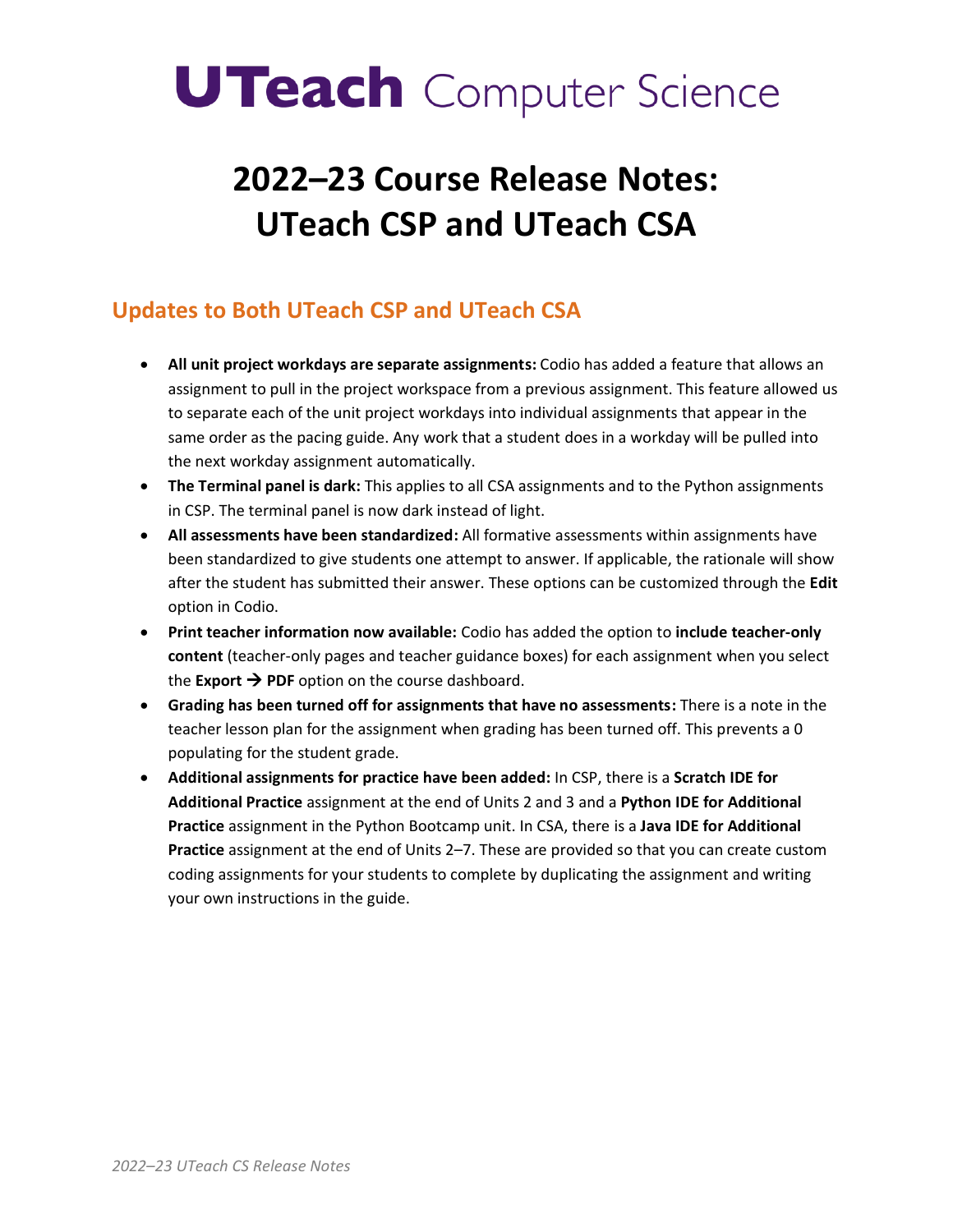# UTeach Computer Science

# 2022–23 Course Release Notes: UTeach CSP and UTeach CSA

## Updates to Both UTeach CSP and UTeach CSA

- **All unit project workdays are separate assignments:** Codio has added a feature that allows an assignment to pull in the project workspace from a previous assignment. This feature allowed us to separate each of the unit project workdays into individual assignments that appear in the same order as the pacing guide. Any work that a student does in a workday will be pulled into the next workday assignment automatically.
- **The Terminal panel is dark:** This applies to all CSA assignments and to the Python assignments in CSP. The terminal panel is now dark instead of light.
- **All assessments have been standardized:** All formative assessments within assignments have been standardized to give students one attempt to answer. If applicable, the rationale will show after the student has submitted their answer. These options can be customized through the **Edit** option in Codio.
- **Print teacher information now available:** Codio has added the option to **include teacher-only content** (teacher-only pages and teacher guidance boxes) for each assignment when you select the **Export → PDF** option on the course dashboard.
- **Grading has been turned off for assignments that have no assessments:** There is a note in the teacher lesson plan for the assignment when grading has been turned off. This prevents a 0 populating for the student grade.
- **Additional assignments for practice have been added:** In CSP, there is a **Scratch IDE for Additional Practice** assignment at the end of Units 2 and 3 and a **Python IDE for Additional Practice** assignment in the Python Bootcamp unit. In CSA, there is a **Java IDE for Additional Practice** assignment at the end of Units 2–7. These are provided so that you can create custom coding assignments for your students to complete by duplicating the assignment and writing your own instructions in the guide.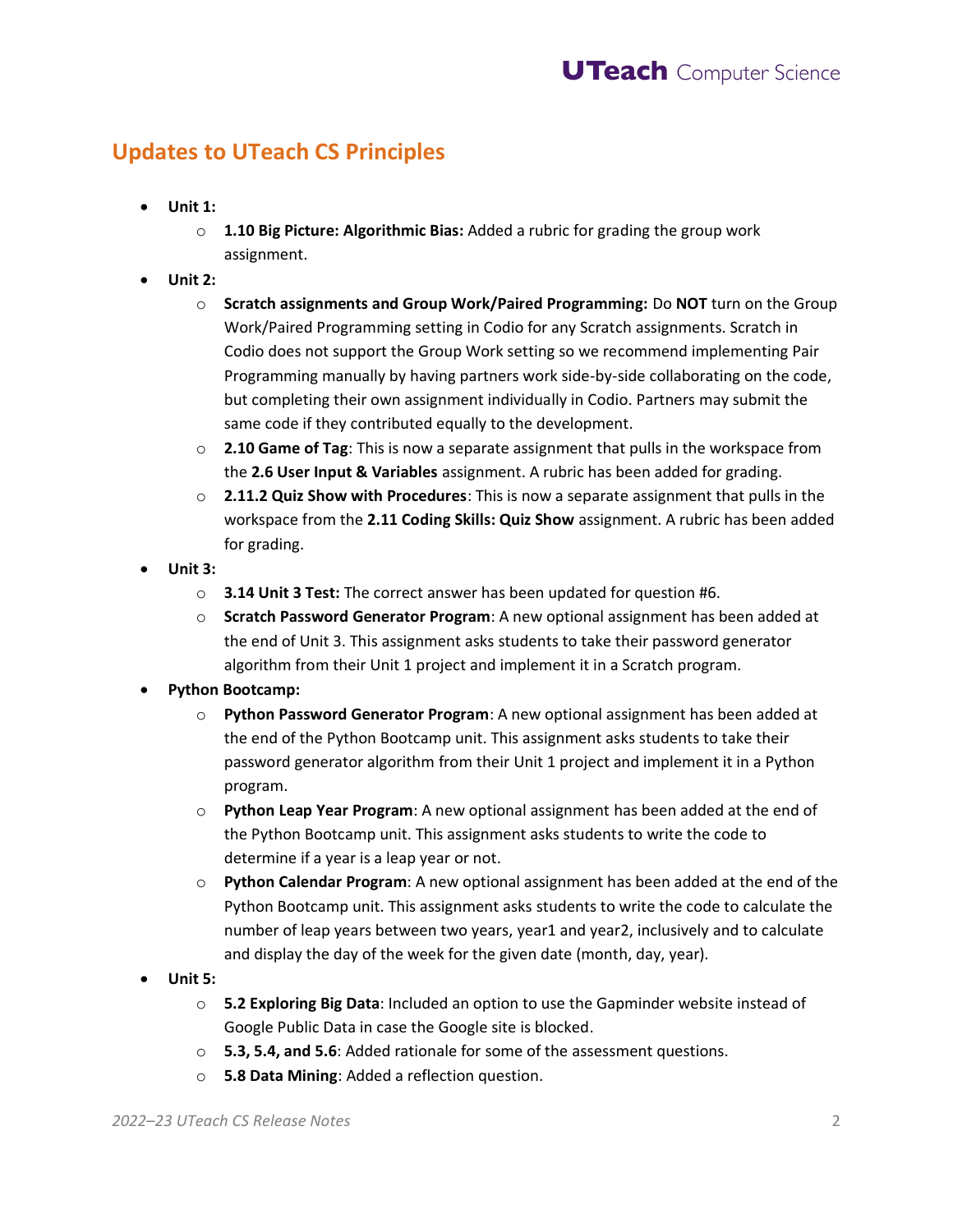## Updates to UTeach CS Principles

- **Unit 1:**
    - **1.10 Big Picture: Algorithmic Bias:** Added a rubric for grading the group work assignment.
- **Unit 2:**
    - **Scratch assignments and Group Work/Paired Programming:** Do **NOT** turn on the Group Work/Paired Programming setting in Codio for any Scratch assignments. Scratch in Codio does not support the Group Work setting so we recommend implementing Pair Programming manually by having partners work side-by-side collaborating on the code, but completing their own assignment individually in Codio. Partners may submit the same code if they contributed equally to the development.
    - **2.10 Game of Tag**: This is now a separate assignment that pulls in the workspace from the **2.6 User Input & Variables** assignment. A rubric has been added for grading.
    - **2.11.2 Quiz Show with Procedures**: This is now a separate assignment that pulls in the workspace from the **2.11 Coding Skills: Quiz Show** assignment. A rubric has been added for grading.
- **Unit 3:**
    - **3.14 Unit 3 Test:** The correct answer has been updated for question #6.
    - **Scratch Password Generator Program**: A new optional assignment has been added at the end of Unit 3. This assignment asks students to take their password generator algorithm from their Unit 1 project and implement it in a Scratch program.
- **Python Bootcamp:**
    - **Python Password Generator Program**: A new optional assignment has been added at the end of the Python Bootcamp unit. This assignment asks students to take their password generator algorithm from their Unit 1 project and implement it in a Python program.
    - **Python Leap Year Program**: A new optional assignment has been added at the end of the Python Bootcamp unit. This assignment asks students to write the code to determine if a year is a leap year or not.
    - **Python Calendar Program**: A new optional assignment has been added at the end of the Python Bootcamp unit. This assignment asks students to write the code to calculate the number of leap years between two years, year1 and year2, inclusively and to calculate and display the day of the week for the given date (month, day, year).
- **Unit 5:**
    - **5.2 Exploring Big Data**: Included an option to use the Gapminder website instead of Google Public Data in case the Google site is blocked.
    - **5.3, 5.4, and 5.6**: Added rationale for some of the assessment questions.
    - **5.8 Data Mining**: Added a reflection question.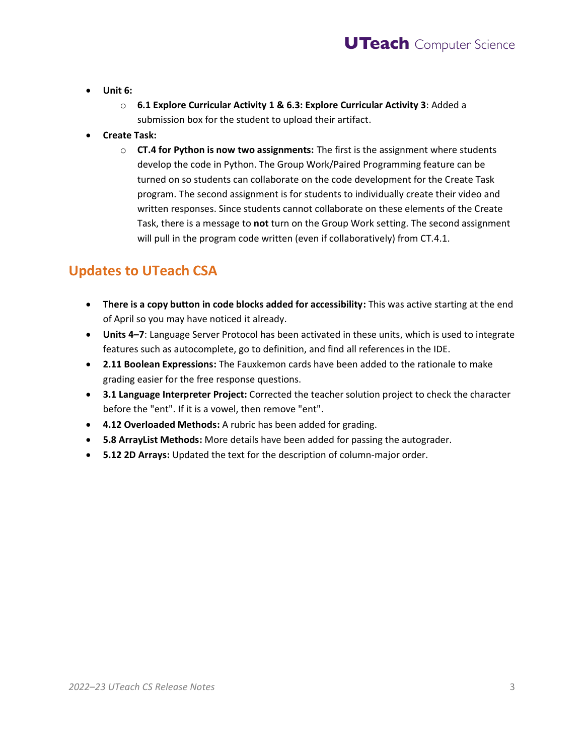- **Unit 6:**
  - **6.1 Explore Curricular Activity 1 & 6.3: Explore Curricular Activity 3**: Added a submission box for the student to upload their artifact.
- **Create Task:**
  - **CT.4 for Python is now two assignments:** The first is the assignment where students develop the code in Python. The Group Work/Paired Programming feature can be turned on so students can collaborate on the code development for the Create Task program. The second assignment is for students to individually create their video and written responses. Since students cannot collaborate on these elements of the Create Task, there is a message to **not** turn on the Group Work setting. The second assignment will pull in the program code written (even if collaboratively) from CT.4.1.

## Updates to UTeach CSA

- **There is a copy button in code blocks added for accessibility:** This was active starting at the end of April so you may have noticed it already.
- **Units 4–7**: Language Server Protocol has been activated in these units, which is used to integrate features such as autocomplete, go to definition, and find all references in the IDE.
- **2.11 Boolean Expressions:** The Fauxkemon cards have been added to the rationale to make grading easier for the free response questions.
- **3.1 Language Interpreter Project:** Corrected the teacher solution project to check the character before the "ent". If it is a vowel, then remove "ent".
- **4.12 Overloaded Methods:** A rubric has been added for grading.
- **5.8 ArrayList Methods:** More details have been added for passing the autograder.
- **5.12 2D Arrays:** Updated the text for the description of column-major order.